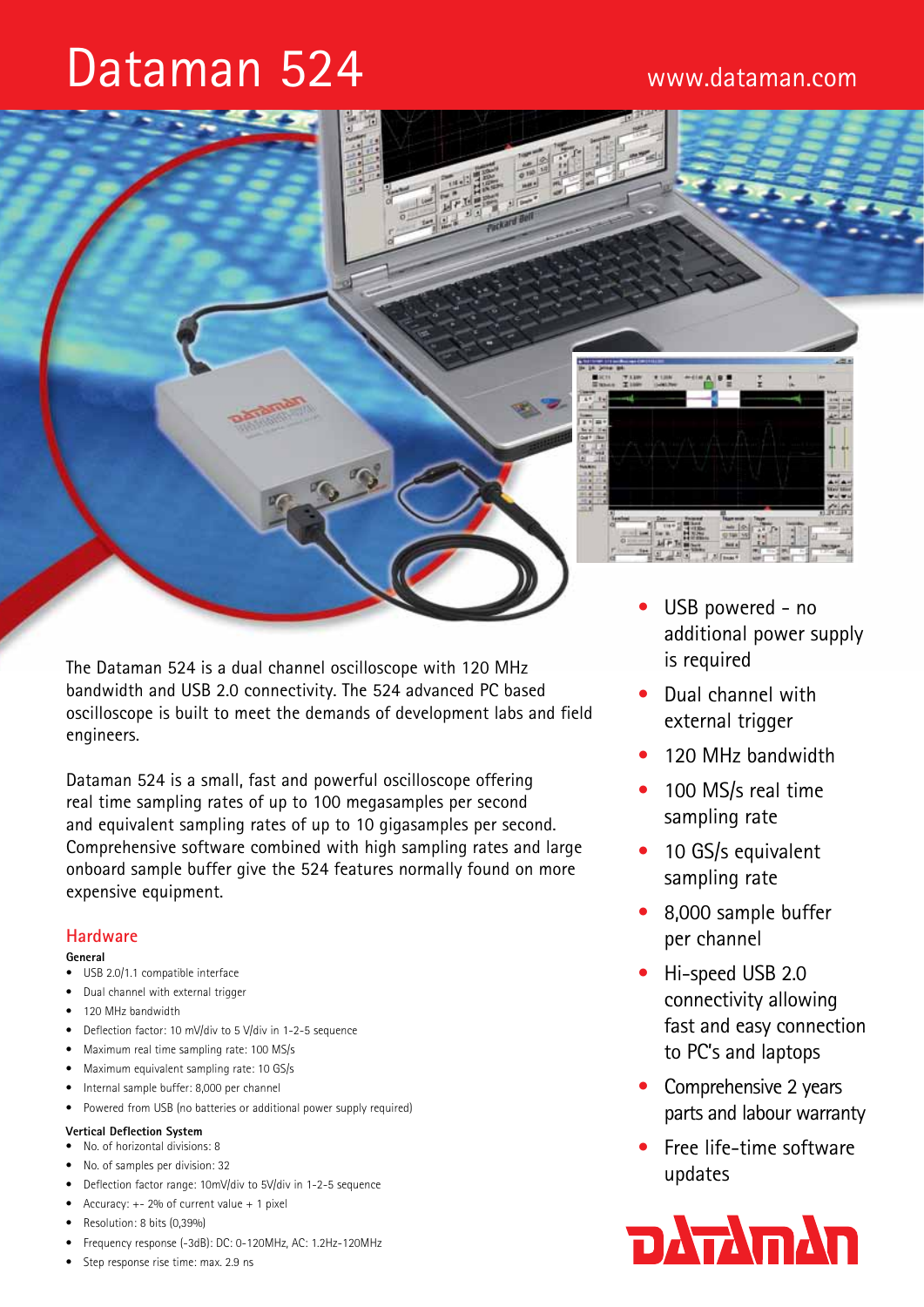# Dataman 524

www.dataman.com

The Dataman 524 is a dual channel oscilloscope with 120 MHz bandwidth and USB 2.0 connectivity. The 524 advanced PC based oscilloscope is built to meet the demands of development labs and field engineers.

Dataman 524 is a small, fast and powerful oscilloscope offering real time sampling rates of up to 100 megasamples per second and equivalent sampling rates of up to 10 gigasamples per second. Comprehensive software combined with high sampling rates and large onboard sample buffer give the 524 features normally found on more expensive equipment.

- USB powered - no additional power supply is required
- Dual channel with external trigger
- 120 MHz bandwidth
- 100 MS/s real time sampling rate
- 10 GS/s equivalent sampling rate
- 8,000 sample buffer per channel
- Hi-speed USB 2.0 connectivity allowing fast and easy connection to PC's and laptops
- Comprehensive 2 years parts and labour warranty
- Free life-time software updates

## Hardware

### General

- USB 2.0/1.1 compatible interface
- Dual channel with external trigger
- 120 MHz bandwidth
- Deflection factor: 10 mV/div to 5 V/div in 1-2-5 sequence
- Maximum real time sampling rate: 100 MS/s
- Maximum equivalent sampling rate: 10 GS/s
- Internal sample buffer: 8,000 per channel
- Powered from USB (no batteries or additional power supply required)

### Vertical Deflection System

- No. of horizontal divisions: 8
- No. of samples per division: 32
- Deflection factor range: 10mV/div to 5V/div in 1-2-5 sequence
- Accuracy: +- 2% of current value + 1 pixel
- Resolution: 8 bits (0,39%)
- Frequency response (-3dB): DC: 0-120MHz, AC: 1.2Hz-120MHz
- Step response rise time: max. 2.9 ns

Dataman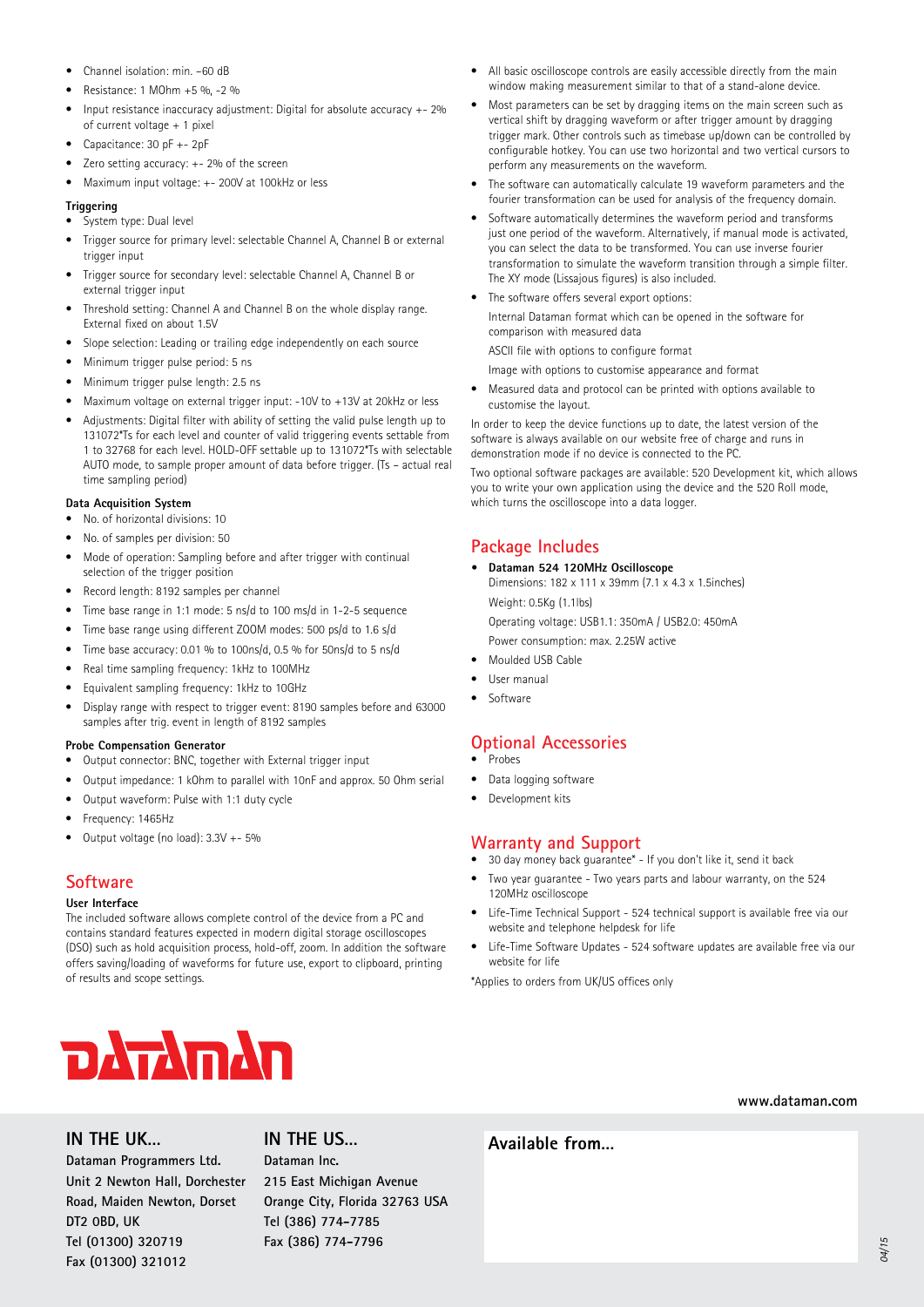- Channel isolation: min. –60 dB
- Resistance: 1 MOhm +5 %, -2 %
- Input resistance inaccuracy adjustment: Digital for absolute accuracy +- 2% of current voltage + 1 pixel
- Capacitance: 30 pF +- 2pF
- Zero setting accuracy: +- 2% of the screen
- Maximum input voltage: +- 200V at 100kHz or less

**Triggering**

- System type: Dual level
- Trigger source for primary level: selectable Channel A, Channel B or external trigger input
- Trigger source for secondary level: selectable Channel A, Channel B or external trigger input
- Threshold setting: Channel A and Channel B on the whole display range. External fixed on about 1.5V
- Slope selection: Leading or trailing edge independently on each source
- Minimum trigger pulse period: 5 ns
- Minimum trigger pulse length: 2.5 ns
- Maximum voltage on external trigger input: -10V to +13V at 20kHz or less
- Adjustments: Digital filter with ability of setting the valid pulse length up to 131072*Ts for each level and counter of valid triggering events settable from 1 to 32768 for each level. HOLD-OFF settable up to 131072*Ts with selectable AUTO mode, to sample proper amount of data before trigger. (Ts – actual real time sampling period)

**Data Acquisition System**

- No. of horizontal divisions: 10
- No. of samples per division: 50
- Mode of operation: Sampling before and after trigger with continual selection of the trigger position
- Record length: 8192 samples per channel
- Time base range in 1:1 mode: 5 ns/d to 100 ms/d in 1-2-5 sequence
- Time base range using different ZOOM modes: 500 ps/d to 1.6 s/d
- Time base accuracy: 0.01 % to 100ns/d, 0.5 % for 50ns/d to 5 ns/d
- Real time sampling frequency: 1kHz to 100MHz
- Equivalent sampling frequency: 1kHz to 10GHz
- Display range with respect to trigger event: 8190 samples before and 63000 samples after trig. event in length of 8192 samples

**Probe Compensation Generator**

- Output connector: BNC, together with External trigger input
- Output impedance: 1 kOhm to parallel with 10nF and approx. 50 Ohm serial
- Output waveform: Pulse with 1:1 duty cycle
- Frequency: 1465Hz
- Output voltage (no load): 3.3V +- 5%

## Software

**User Interface**

The included software allows complete control of the device from a PC and contains standard features expected in modern digital storage oscilloscopes (DSO) such as hold acquisition process, hold-off, zoom. In addition the software offers saving/loading of waveforms for future use, export to clipboard, printing of results and scope settings.

- All basic oscilloscope controls are easily accessible directly from the main window making measurement similar to that of a stand-alone device.
- Most parameters can be set by dragging items on the main screen such as vertical shift by dragging waveform or after trigger amount by dragging trigger mark. Other controls such as timebase up/down can be controlled by configurable hotkey. You can use two horizontal and two vertical cursors to perform any measurements on the waveform.
- The software can automatically calculate 19 waveform parameters and the fourier transformation can be used for analysis of the frequency domain.
- Software automatically determines the waveform period and transforms just one period of the waveform. Alternatively, if manual mode is activated, you can select the data to be transformed. You can use inverse fourier transformation to simulate the waveform transition through a simple filter. The XY mode (Lissajous figures) is also included.
- The software offers several export options:

  Internal Dataman format which can be opened in the software for comparison with measured data

  ASCII file with options to configure format

  Image with options to customise appearance and format
- Measured data and protocol can be printed with options available to customise the layout.

In order to keep the device functions up to date, the latest version of the software is always available on our website free of charge and runs in demonstration mode if no device is connected to the PC.

Two optional software packages are available: 520 Development kit, which allows you to write your own application using the device and the 520 Roll mode, which turns the oscilloscope into a data logger.

## Package Includes

- **Dataman 524 120MHz Oscilloscope**

  Dimensions: 182 x 111 x 39mm (7.1 x 4.3 x 1.5inches)

  Weight: 0.5Kg (1.1lbs)

  Operating voltage: USB1.1: 350mA / USB2.0: 450mA

  Power consumption: max. 2.25W active
- Moulded USB Cable
- User manual
- Software

## Optional Accessories

- Probes
- Data logging software
- Development kits

## Warranty and Support

- 30 day money back guarantee* - If you don't like it, send it back
- Two year guarantee - Two years parts and labour warranty, on the 524 120MHz oscilloscope
- Life-Time Technical Support - 524 technical support is available free via our website and telephone helpdesk for life
- Life-Time Software Updates - 524 software updates are available free via our website for life

*Applies to orders from UK/US offices only

DATAMAN

www.dataman.com

**IN THE UK...**

**Dataman Programmers Ltd.**
**Unit 2 Newton Hall, Dorchester Road, Maiden Newton, Dorset DT2 0BD, UK**
**Tel (01300) 320719**
**Fax (01300) 321012**

**IN THE US...**

**Dataman Inc.**
**215 East Michigan Avenue**
**Orange City, Florida 32763 USA**
**Tel (386) 774-7785**
**Fax (386) 774-7796**

**Available from...**

04/15